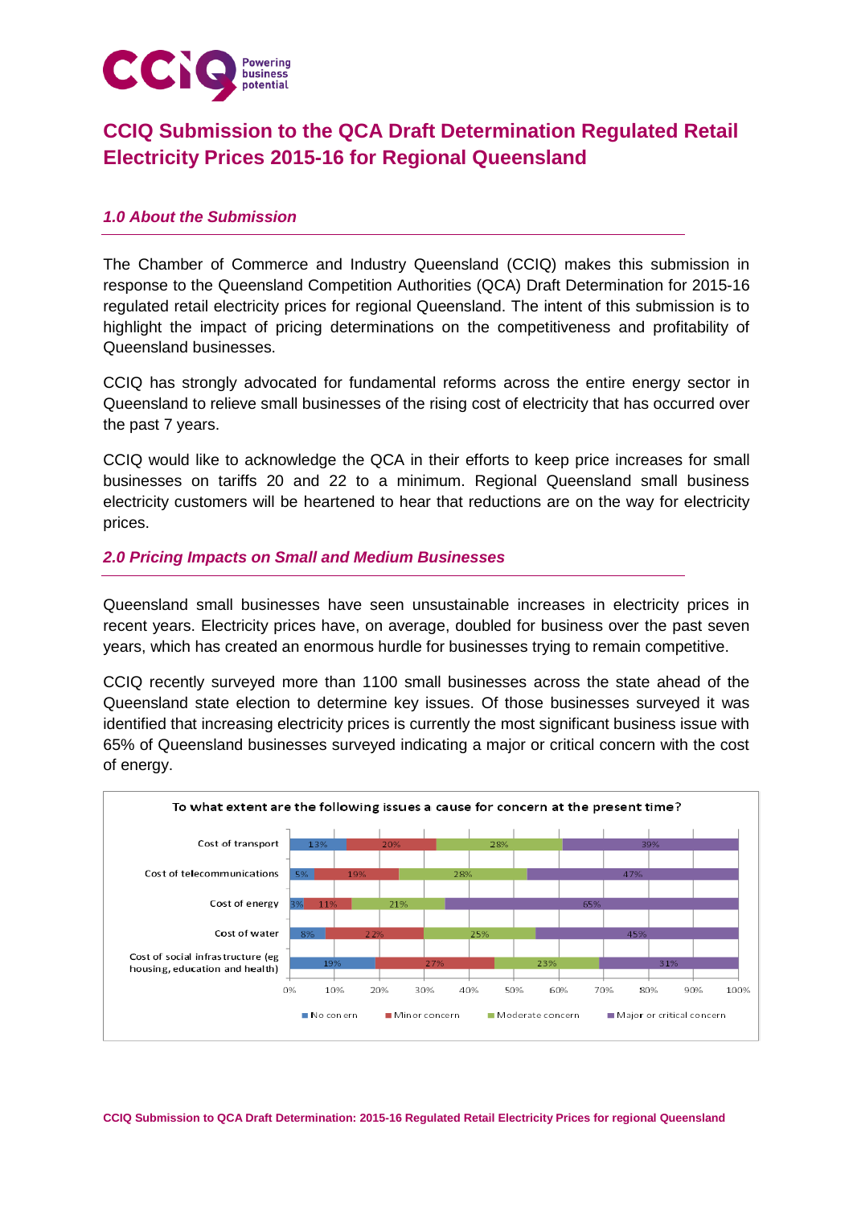# CCIQ Submission to the QCA Draft Determination Regulated Retail Electricity Prices 2015-16 for Regional Queensland

## *1.0 About the Submission*

The Chamber of Commerce and Industry Queensland (CCIQ) makes this submission in response to the Queensland Competition Authorities (QCA) Draft Determination for 2015-16 regulated retail electricity prices for regional Queensland. The intent of this submission is to highlight the impact of pricing determinations on the competitiveness and profitability of Queensland businesses.

CCIQ has strongly advocated for fundamental reforms across the entire energy sector in Queensland to relieve small businesses of the rising cost of electricity that has occurred over the past 7 years.

CCIQ would like to acknowledge the QCA in their efforts to keep price increases for small businesses on tariffs 20 and 22 to a minimum. Regional Queensland small business electricity customers will be heartened to hear that reductions are on the way for electricity prices.

## *2.0 Pricing Impacts on Small and Medium Businesses*

Queensland small businesses have seen unsustainable increases in electricity prices in recent years. Electricity prices have, on average, doubled for business over the past seven years, which has created an enormous hurdle for businesses trying to remain competitive.

CCIQ recently surveyed more than 1100 small businesses across the state ahead of the Queensland state election to determine key issues. Of those businesses surveyed it was identified that increasing electricity prices is currently the most significant business issue with 65% of Queensland businesses surveyed indicating a major or critical concern with the cost of energy.

To what extent are the following issues a cause for concern at the present time?

| | No concern | Minor concern | Moderate concern | Major or critical concern |
|---|---|---|---|---|
| Cost of transport | 13% | 20% | 28% | 39% |
| Cost of telecommunications | 5% | 19% | 28% | 47% |
| Cost of energy | 3% | 11% | 21% | 65% |
| Cost of water | 8% | 22% | 25% | 45% |
| Cost of social infrastructure (eg housing, education and health) | 19% | 27% | 23% | 31% |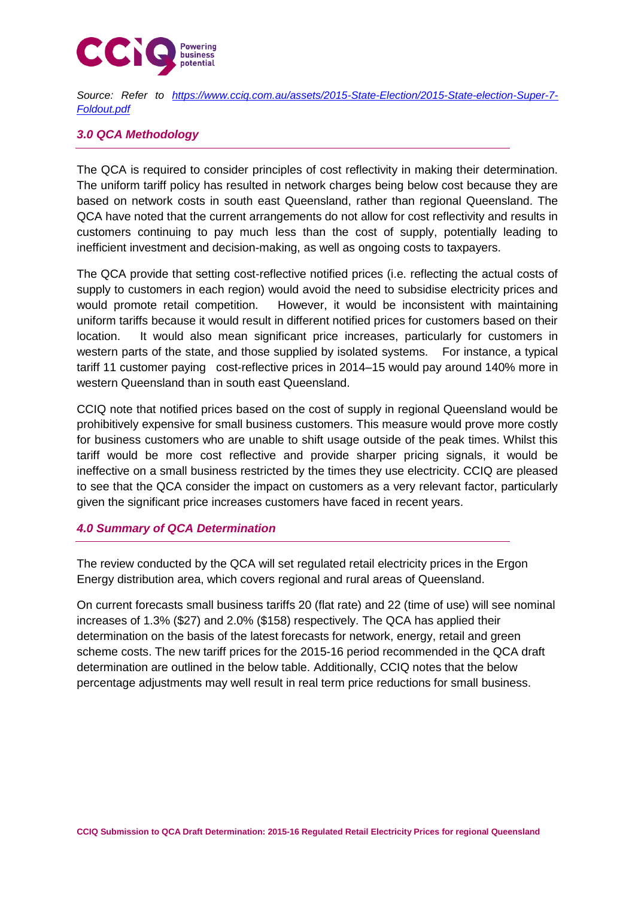*Source: Refer to [https://www.cciq.com.au/assets/2015-State-Election/2015-State-election-Super-7-Foldout.pdf](https://www.cciq.com.au/assets/2015-State-Election/2015-State-election-Super-7-Foldout.pdf)*

## *3.0 QCA Methodology*

The QCA is required to consider principles of cost reflectivity in making their determination. The uniform tariff policy has resulted in network charges being below cost because they are based on network costs in south east Queensland, rather than regional Queensland. The QCA have noted that the current arrangements do not allow for cost reflectivity and results in customers continuing to pay much less than the cost of supply, potentially leading to inefficient investment and decision-making, as well as ongoing costs to taxpayers.

The QCA provide that setting cost-reflective notified prices (i.e. reflecting the actual costs of supply to customers in each region) would avoid the need to subsidise electricity prices and would promote retail competition. However, it would be inconsistent with maintaining uniform tariffs because it would result in different notified prices for customers based on their location. It would also mean significant price increases, particularly for customers in western parts of the state, and those supplied by isolated systems. For instance, a typical tariff 11 customer paying cost-reflective prices in 2014–15 would pay around 140% more in western Queensland than in south east Queensland.

CCIQ note that notified prices based on the cost of supply in regional Queensland would be prohibitively expensive for small business customers. This measure would prove more costly for business customers who are unable to shift usage outside of the peak times. Whilst this tariff would be more cost reflective and provide sharper pricing signals, it would be ineffective on a small business restricted by the times they use electricity. CCIQ are pleased to see that the QCA consider the impact on customers as a very relevant factor, particularly given the significant price increases customers have faced in recent years.

## *4.0 Summary of QCA Determination*

The review conducted by the QCA will set regulated retail electricity prices in the Ergon Energy distribution area, which covers regional and rural areas of Queensland.

On current forecasts small business tariffs 20 (flat rate) and 22 (time of use) will see nominal increases of 1.3% ($27) and 2.0% ($158) respectively. The QCA has applied their determination on the basis of the latest forecasts for network, energy, retail and green scheme costs. The new tariff prices for the 2015-16 period recommended in the QCA draft determination are outlined in the below table. Additionally, CCIQ notes that the below percentage adjustments may well result in real term price reductions for small business.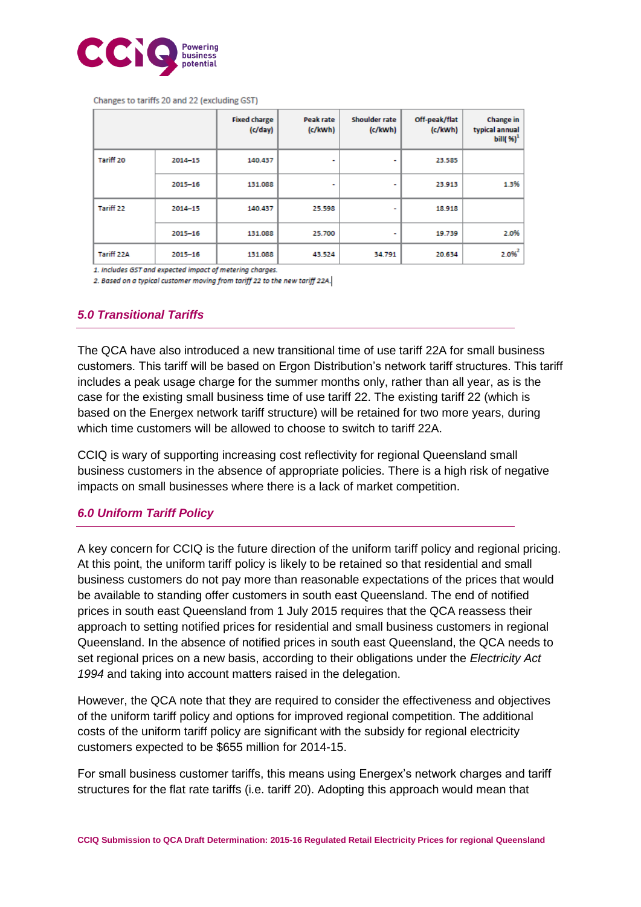Changes to tariffs 20 and 22 (excluding GST)

| | | Fixed charge (c/day) | Peak rate (c/kWh) | Shoulder rate (c/kWh) | Off-peak/flat (c/kWh) | Change in typical annual bill( %)[1] |
|---|---|---|---|---|---|---|
| Tariff 20 | 2014–15 | 140.437 | - | - | 23.585 | |
| | 2015–16 | 131.088 | - | - | 23.913 | 1.3% |
| Tariff 22 | 2014–15 | 140.437 | 25.598 | - | 18.918 | |
| | 2015–16 | 131.088 | 25.700 | - | 19.739 | 2.0% |
| Tariff 22A | 2015–16 | 131.088 | 43.524 | 34.791 | 20.634 | 2.0%[2] |

*1. Includes GST and expected impact of metering charges.*

*2. Based on a typical customer moving from tariff 22 to the new tariff 22A.*

## *5.0 Transitional Tariffs*

The QCA have also introduced a new transitional time of use tariff 22A for small business customers. This tariff will be based on Ergon Distribution's network tariff structures. This tariff includes a peak usage charge for the summer months only, rather than all year, as is the case for the existing small business time of use tariff 22. The existing tariff 22 (which is based on the Energex network tariff structure) will be retained for two more years, during which time customers will be allowed to choose to switch to tariff 22A.

CCIQ is wary of supporting increasing cost reflectivity for regional Queensland small business customers in the absence of appropriate policies. There is a high risk of negative impacts on small businesses where there is a lack of market competition.

## *6.0 Uniform Tariff Policy*

A key concern for CCIQ is the future direction of the uniform tariff policy and regional pricing. At this point, the uniform tariff policy is likely to be retained so that residential and small business customers do not pay more than reasonable expectations of the prices that would be available to standing offer customers in south east Queensland. The end of notified prices in south east Queensland from 1 July 2015 requires that the QCA reassess their approach to setting notified prices for residential and small business customers in regional Queensland. In the absence of notified prices in south east Queensland, the QCA needs to set regional prices on a new basis, according to their obligations under the *Electricity Act 1994* and taking into account matters raised in the delegation.

However, the QCA note that they are required to consider the effectiveness and objectives of the uniform tariff policy and options for improved regional competition. The additional costs of the uniform tariff policy are significant with the subsidy for regional electricity customers expected to be $655 million for 2014-15.

For small business customer tariffs, this means using Energex's network charges and tariff structures for the flat rate tariffs (i.e. tariff 20). Adopting this approach would mean that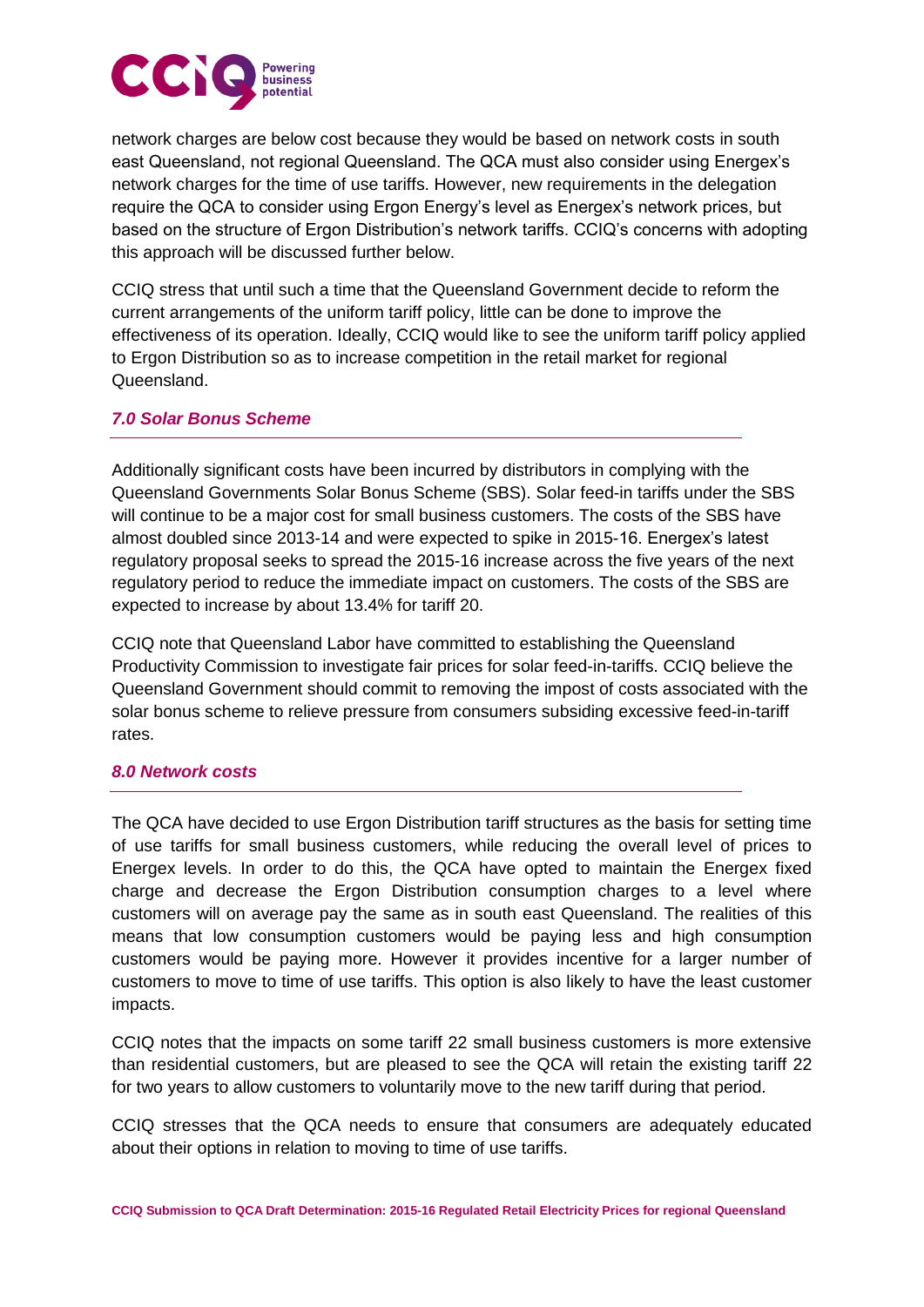network charges are below cost because they would be based on network costs in south east Queensland, not regional Queensland. The QCA must also consider using Energex's network charges for the time of use tariffs. However, new requirements in the delegation require the QCA to consider using Ergon Energy's level as Energex's network prices, but based on the structure of Ergon Distribution's network tariffs. CCIQ's concerns with adopting this approach will be discussed further below.

CCIQ stress that until such a time that the Queensland Government decide to reform the current arrangements of the uniform tariff policy, little can be done to improve the effectiveness of its operation. Ideally, CCIQ would like to see the uniform tariff policy applied to Ergon Distribution so as to increase competition in the retail market for regional Queensland.

## *7.0 Solar Bonus Scheme*

Additionally significant costs have been incurred by distributors in complying with the Queensland Governments Solar Bonus Scheme (SBS). Solar feed-in tariffs under the SBS will continue to be a major cost for small business customers. The costs of the SBS have almost doubled since 2013-14 and were expected to spike in 2015-16. Energex's latest regulatory proposal seeks to spread the 2015-16 increase across the five years of the next regulatory period to reduce the immediate impact on customers. The costs of the SBS are expected to increase by about 13.4% for tariff 20.

CCIQ note that Queensland Labor have committed to establishing the Queensland Productivity Commission to investigate fair prices for solar feed-in-tariffs. CCIQ believe the Queensland Government should commit to removing the impost of costs associated with the solar bonus scheme to relieve pressure from consumers subsiding excessive feed-in-tariff rates.

## *8.0 Network costs*

The QCA have decided to use Ergon Distribution tariff structures as the basis for setting time of use tariffs for small business customers, while reducing the overall level of prices to Energex levels. In order to do this, the QCA have opted to maintain the Energex fixed charge and decrease the Ergon Distribution consumption charges to a level where customers will on average pay the same as in south east Queensland. The realities of this means that low consumption customers would be paying less and high consumption customers would be paying more. However it provides incentive for a larger number of customers to move to time of use tariffs. This option is also likely to have the least customer impacts.

CCIQ notes that the impacts on some tariff 22 small business customers is more extensive than residential customers, but are pleased to see the QCA will retain the existing tariff 22 for two years to allow customers to voluntarily move to the new tariff during that period.

CCIQ stresses that the QCA needs to ensure that consumers are adequately educated about their options in relation to moving to time of use tariffs.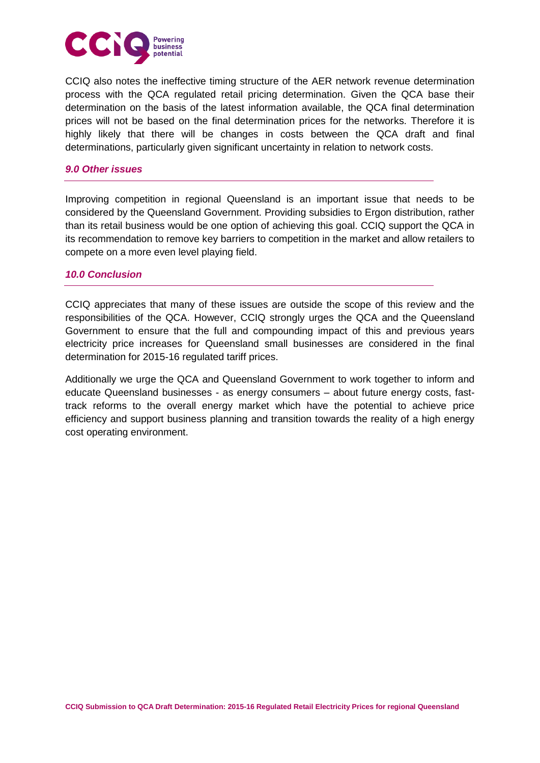CCIQ also notes the ineffective timing structure of the AER network revenue determination process with the QCA regulated retail pricing determination. Given the QCA base their determination on the basis of the latest information available, the QCA final determination prices will not be based on the final determination prices for the networks. Therefore it is highly likely that there will be changes in costs between the QCA draft and final determinations, particularly given significant uncertainty in relation to network costs.

### *9.0 Other issues*

Improving competition in regional Queensland is an important issue that needs to be considered by the Queensland Government. Providing subsidies to Ergon distribution, rather than its retail business would be one option of achieving this goal. CCIQ support the QCA in its recommendation to remove key barriers to competition in the market and allow retailers to compete on a more even level playing field.

### *10.0 Conclusion*

CCIQ appreciates that many of these issues are outside the scope of this review and the responsibilities of the QCA. However, CCIQ strongly urges the QCA and the Queensland Government to ensure that the full and compounding impact of this and previous years electricity price increases for Queensland small businesses are considered in the final determination for 2015-16 regulated tariff prices.

Additionally we urge the QCA and Queensland Government to work together to inform and educate Queensland businesses - as energy consumers – about future energy costs, fast-track reforms to the overall energy market which have the potential to achieve price efficiency and support business planning and transition towards the reality of a high energy cost operating environment.